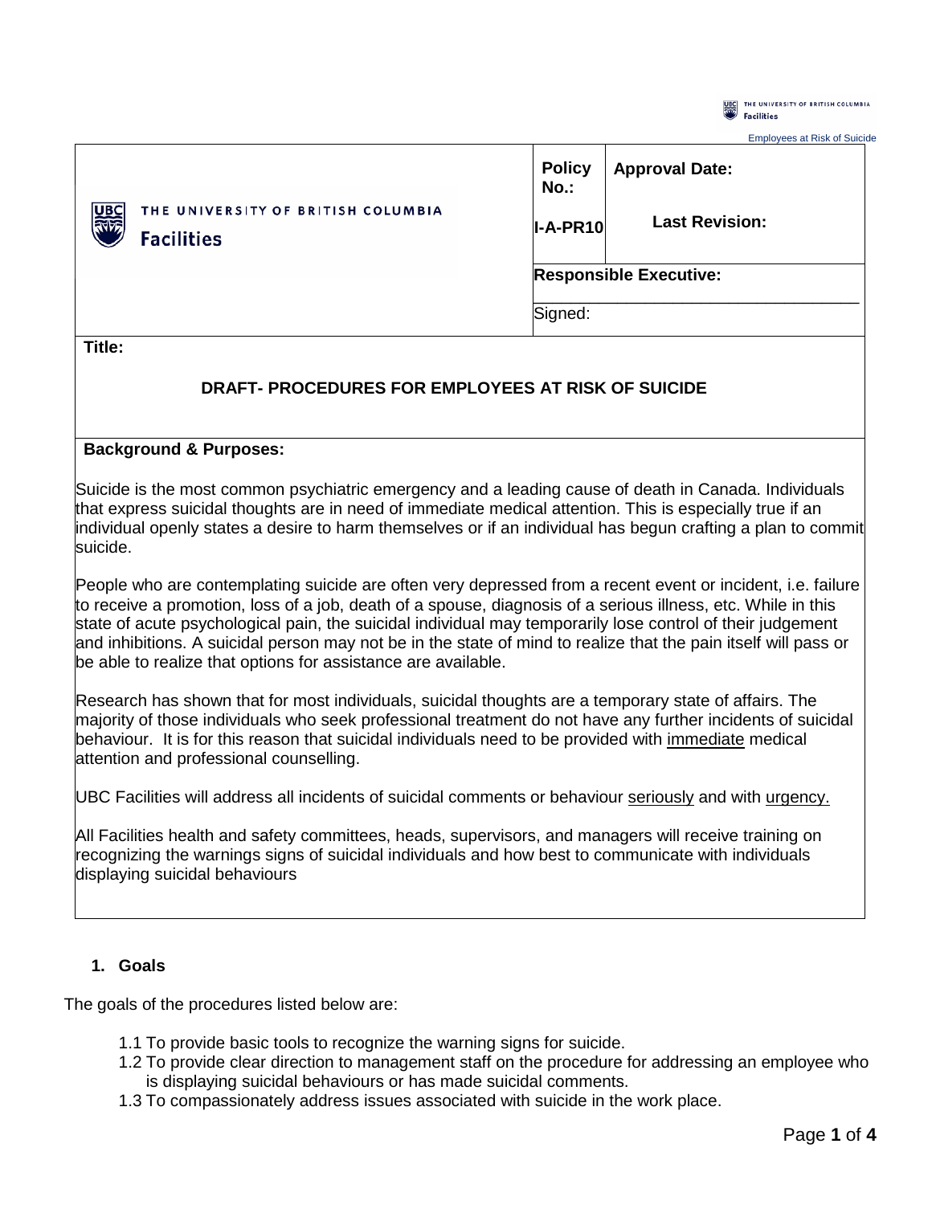| THE UNIVERSITY OF BRITISH COLUMBIA Facilities | Policy No.: I-A-PR10 | Approval Date: Last Revision: |
| --- | --- | --- |
| | Responsible Executive: | |
| | Signed: | |

**Title:**

## DRAFT- PROCEDURES FOR EMPLOYEES AT RISK OF SUICIDE

**Background & Purposes:**

Suicide is the most common psychiatric emergency and a leading cause of death in Canada. Individuals that express suicidal thoughts are in need of immediate medical attention. This is especially true if an individual openly states a desire to harm themselves or if an individual has begun crafting a plan to commit suicide.

People who are contemplating suicide are often very depressed from a recent event or incident, i.e. failure to receive a promotion, loss of a job, death of a spouse, diagnosis of a serious illness, etc. While in this state of acute psychological pain, the suicidal individual may temporarily lose control of their judgement and inhibitions. A suicidal person may not be in the state of mind to realize that the pain itself will pass or be able to realize that options for assistance are available.

Research has shown that for most individuals, suicidal thoughts are a temporary state of affairs. The majority of those individuals who seek professional treatment do not have any further incidents of suicidal behaviour. It is for this reason that suicidal individuals need to be provided with <u>immediate</u> medical attention and professional counselling.

UBC Facilities will address all incidents of suicidal comments or behaviour <u>seriously</u> and with <u>urgency.</u>

All Facilities health and safety committees, heads, supervisors, and managers will receive training on recognizing the warnings signs of suicidal individuals and how best to communicate with individuals displaying suicidal behaviours

### 1. Goals

The goals of the procedures listed below are:

- 1.1 To provide basic tools to recognize the warning signs for suicide.
- 1.2 To provide clear direction to management staff on the procedure for addressing an employee who is displaying suicidal behaviours or has made suicidal comments.
- 1.3 To compassionately address issues associated with suicide in the work place.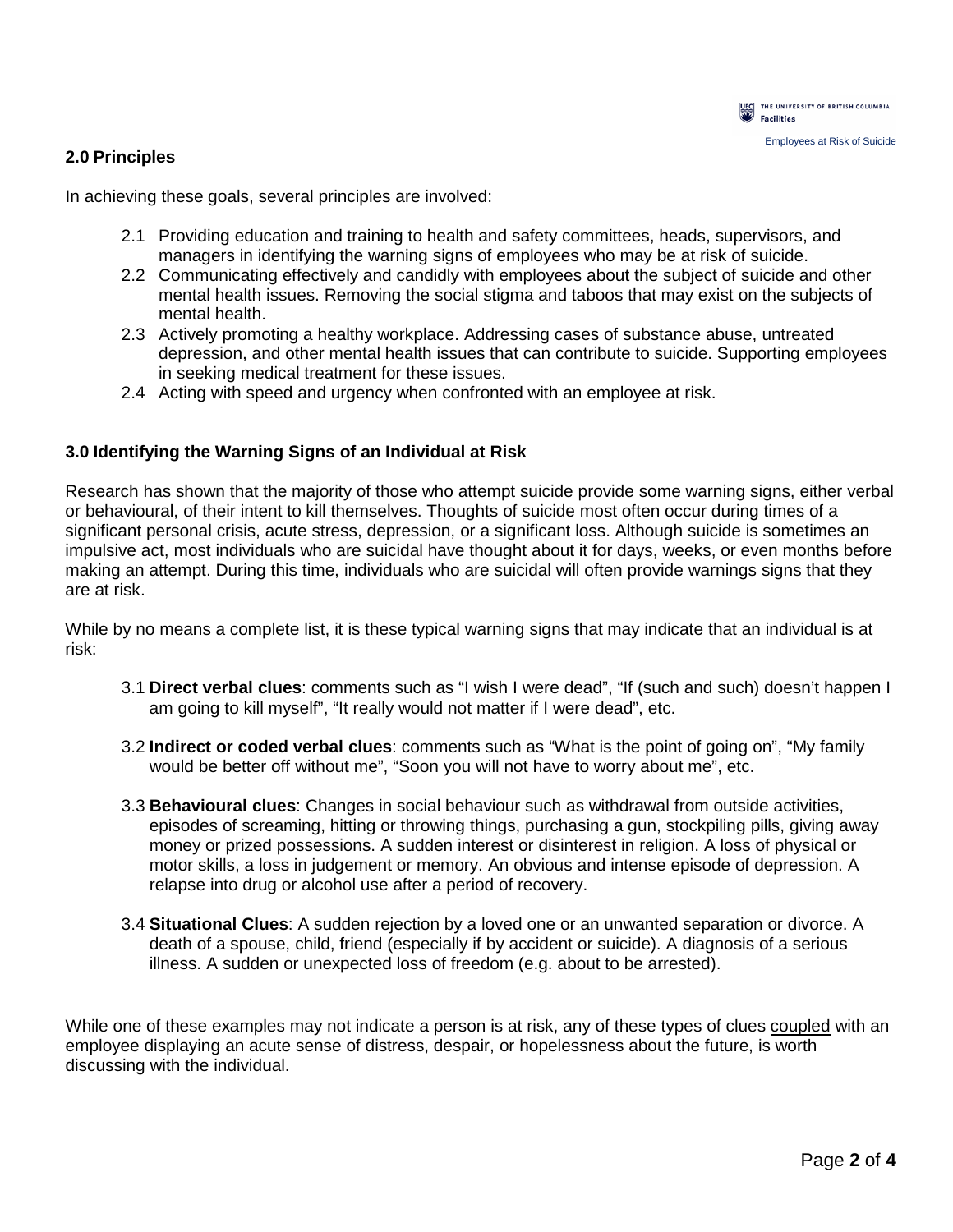## 2.0 Principles

In achieving these goals, several principles are involved:

2.1 Providing education and training to health and safety committees, heads, supervisors, and managers in identifying the warning signs of employees who may be at risk of suicide.

2.2 Communicating effectively and candidly with employees about the subject of suicide and other mental health issues. Removing the social stigma and taboos that may exist on the subjects of mental health.

2.3 Actively promoting a healthy workplace. Addressing cases of substance abuse, untreated depression, and other mental health issues that can contribute to suicide. Supporting employees in seeking medical treatment for these issues.

2.4 Acting with speed and urgency when confronted with an employee at risk.

## 3.0 Identifying the Warning Signs of an Individual at Risk

Research has shown that the majority of those who attempt suicide provide some warning signs, either verbal or behavioural, of their intent to kill themselves. Thoughts of suicide most often occur during times of a significant personal crisis, acute stress, depression, or a significant loss. Although suicide is sometimes an impulsive act, most individuals who are suicidal have thought about it for days, weeks, or even months before making an attempt. During this time, individuals who are suicidal will often provide warnings signs that they are at risk.

While by no means a complete list, it is these typical warning signs that may indicate that an individual is at risk:

3.1 **Direct verbal clues**: comments such as "I wish I were dead", "If (such and such) doesn't happen I am going to kill myself", "It really would not matter if I were dead", etc.

3.2 **Indirect or coded verbal clues**: comments such as "What is the point of going on", "My family would be better off without me", "Soon you will not have to worry about me", etc.

3.3 **Behavioural clues**: Changes in social behaviour such as withdrawal from outside activities, episodes of screaming, hitting or throwing things, purchasing a gun, stockpiling pills, giving away money or prized possessions. A sudden interest or disinterest in religion. A loss of physical or motor skills, a loss in judgement or memory. An obvious and intense episode of depression. A relapse into drug or alcohol use after a period of recovery.

3.4 **Situational Clues**: A sudden rejection by a loved one or an unwanted separation or divorce. A death of a spouse, child, friend (especially if by accident or suicide). A diagnosis of a serious illness. A sudden or unexpected loss of freedom (e.g. about to be arrested).

While one of these examples may not indicate a person is at risk, any of these types of clues coupled with an employee displaying an acute sense of distress, despair, or hopelessness about the future, is worth discussing with the individual.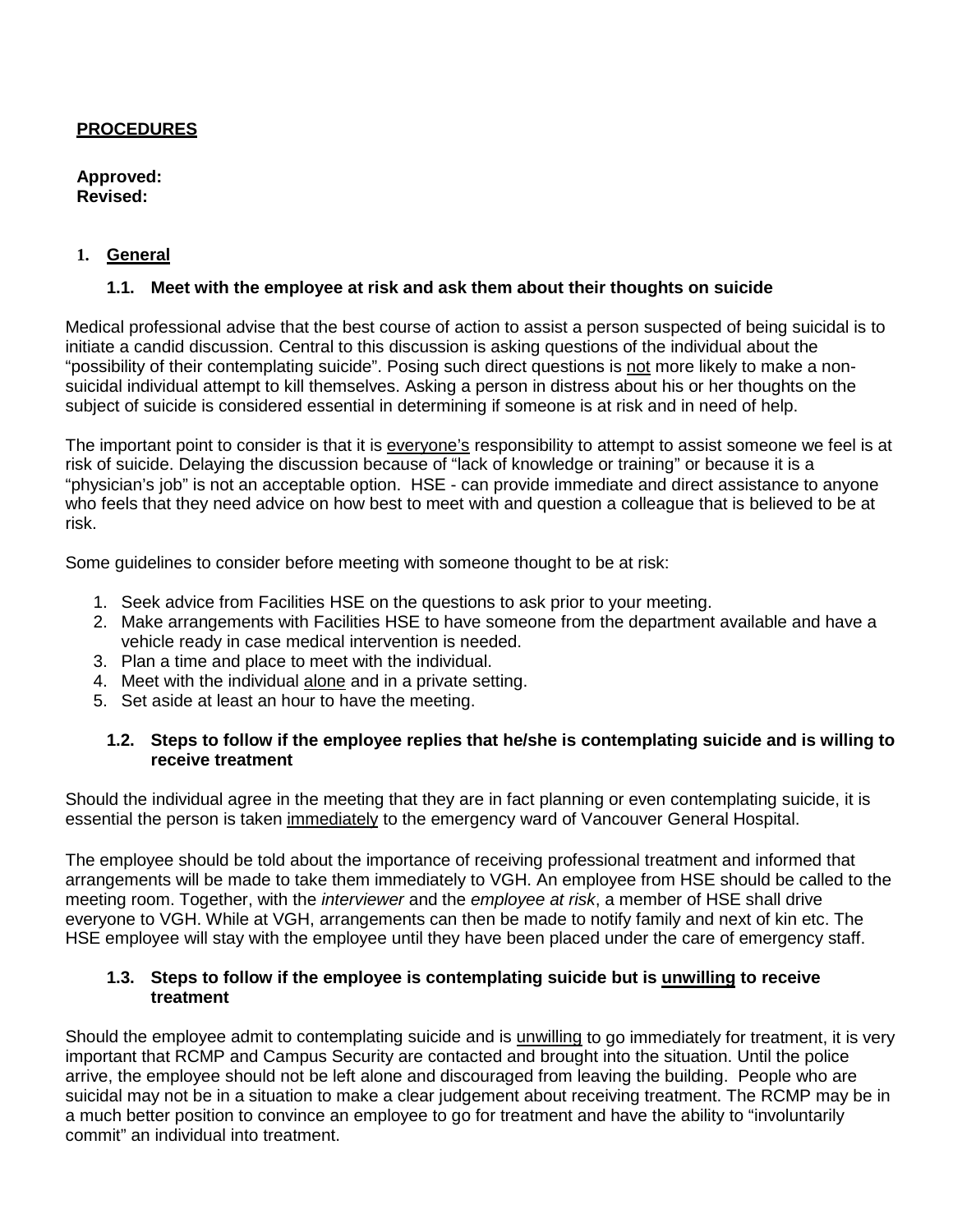**PROCEDURES**

**Approved:**
**Revised:**

# 1. <u>General</u>

## 1.1. Meet with the employee at risk and ask them about their thoughts on suicide

Medical professional advise that the best course of action to assist a person suspected of being suicidal is to initiate a candid discussion. Central to this discussion is asking questions of the individual about the "possibility of their contemplating suicide". Posing such direct questions is <u>not</u> more likely to make a non-suicidal individual attempt to kill themselves. Asking a person in distress about his or her thoughts on the subject of suicide is considered essential in determining if someone is at risk and in need of help.

The important point to consider is that it is <u>everyone's</u> responsibility to attempt to assist someone we feel is at risk of suicide. Delaying the discussion because of "lack of knowledge or training" or because it is a "physician's job" is not an acceptable option. HSE - can provide immediate and direct assistance to anyone who feels that they need advice on how best to meet with and question a colleague that is believed to be at risk.

Some guidelines to consider before meeting with someone thought to be at risk:

1. Seek advice from Facilities HSE on the questions to ask prior to your meeting.
2. Make arrangements with Facilities HSE to have someone from the department available and have a vehicle ready in case medical intervention is needed.
3. Plan a time and place to meet with the individual.
4. Meet with the individual <u>alone</u> and in a private setting.
5. Set aside at least an hour to have the meeting.

## 1.2. Steps to follow if the employee replies that he/she is contemplating suicide and is willing to receive treatment

Should the individual agree in the meeting that they are in fact planning or even contemplating suicide, it is essential the person is taken <u>immediately</u> to the emergency ward of Vancouver General Hospital.

The employee should be told about the importance of receiving professional treatment and informed that arrangements will be made to take them immediately to VGH. An employee from HSE should be called to the meeting room. Together, with the *interviewer* and the *employee at risk*, a member of HSE shall drive everyone to VGH. While at VGH, arrangements can then be made to notify family and next of kin etc. The HSE employee will stay with the employee until they have been placed under the care of emergency staff.

## 1.3. Steps to follow if the employee is contemplating suicide but is <u>unwilling</u> to receive treatment

Should the employee admit to contemplating suicide and is <u>unwilling</u> to go immediately for treatment, it is very important that RCMP and Campus Security are contacted and brought into the situation. Until the police arrive, the employee should not be left alone and discouraged from leaving the building. People who are suicidal may not be in a situation to make a clear judgement about receiving treatment. The RCMP may be in a much better position to convince an employee to go for treatment and have the ability to "involuntarily commit" an individual into treatment.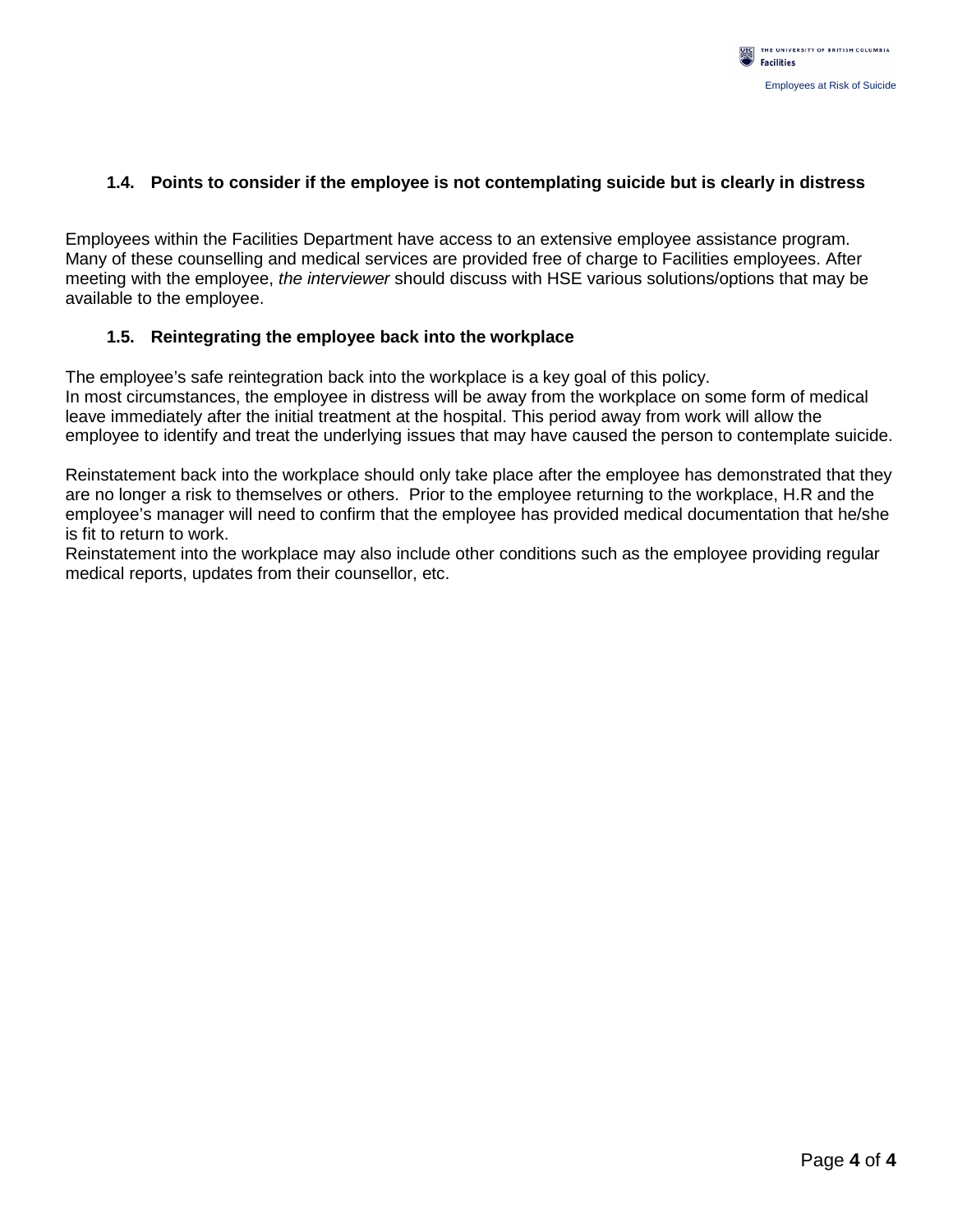### 1.4. Points to consider if the employee is not contemplating suicide but is clearly in distress

Employees within the Facilities Department have access to an extensive employee assistance program. Many of these counselling and medical services are provided free of charge to Facilities employees. After meeting with the employee, *the interviewer* should discuss with HSE various solutions/options that may be available to the employee.

### 1.5. Reintegrating the employee back into the workplace

The employee's safe reintegration back into the workplace is a key goal of this policy.
In most circumstances, the employee in distress will be away from the workplace on some form of medical leave immediately after the initial treatment at the hospital. This period away from work will allow the employee to identify and treat the underlying issues that may have caused the person to contemplate suicide.

Reinstatement back into the workplace should only take place after the employee has demonstrated that they are no longer a risk to themselves or others. Prior to the employee returning to the workplace, H.R and the employee's manager will need to confirm that the employee has provided medical documentation that he/she is fit to return to work.
Reinstatement into the workplace may also include other conditions such as the employee providing regular medical reports, updates from their counsellor, etc.